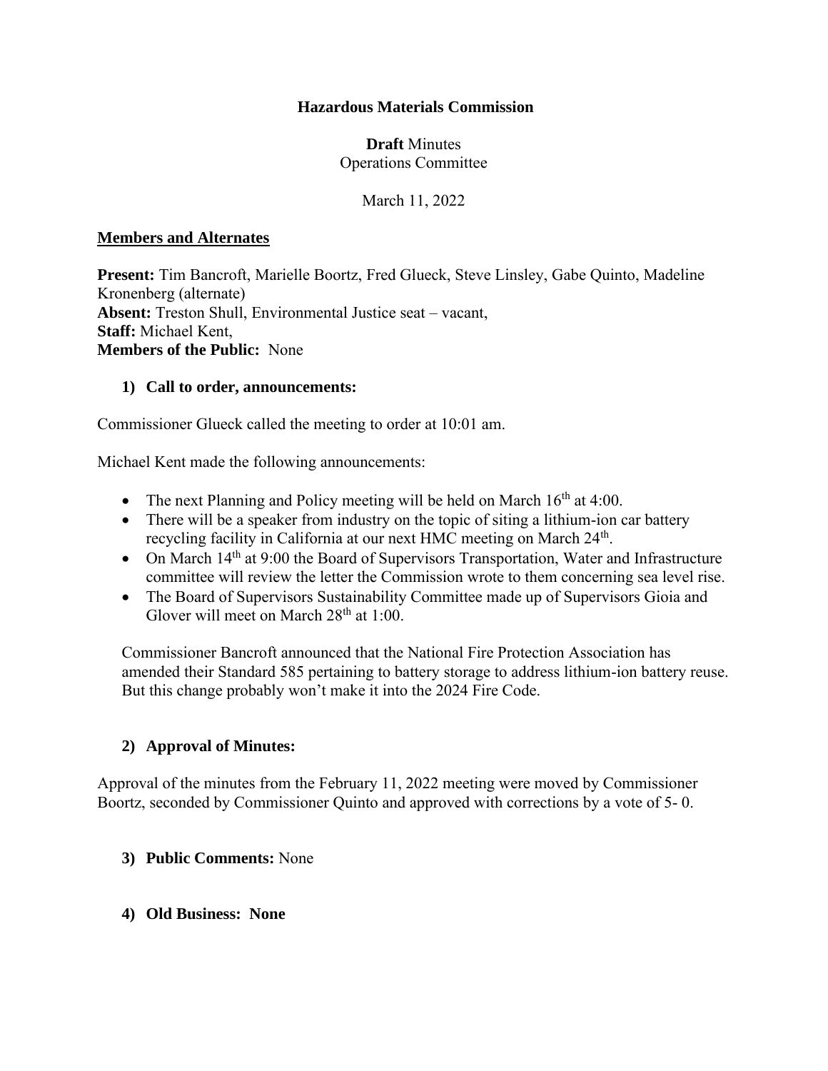**Hazardous Materials Commission**

**Draft** Minutes
Operations Committee

March 11, 2022

**Members and Alternates**

**Present:** Tim Bancroft, Marielle Boortz, Fred Glueck, Steve Linsley, Gabe Quinto, Madeline Kronenberg (alternate)
**Absent:** Treston Shull, Environmental Justice seat – vacant,
**Staff:** Michael Kent,
**Members of the Public:** None

1) **Call to order, announcements:**

Commissioner Glueck called the meeting to order at 10:01 am.

Michael Kent made the following announcements:

- The next Planning and Policy meeting will be held on March 16th at 4:00.
- There will be a speaker from industry on the topic of siting a lithium-ion car battery recycling facility in California at our next HMC meeting on March 24th.
- On March 14th at 9:00 the Board of Supervisors Transportation, Water and Infrastructure committee will review the letter the Commission wrote to them concerning sea level rise.
- The Board of Supervisors Sustainability Committee made up of Supervisors Gioia and Glover will meet on March 28th at 1:00.

Commissioner Bancroft announced that the National Fire Protection Association has amended their Standard 585 pertaining to battery storage to address lithium-ion battery reuse. But this change probably won't make it into the 2024 Fire Code.

2) **Approval of Minutes:**

Approval of the minutes from the February 11, 2022 meeting were moved by Commissioner Boortz, seconded by Commissioner Quinto and approved with corrections by a vote of 5- 0.

3) **Public Comments:** None

4) **Old Business: None**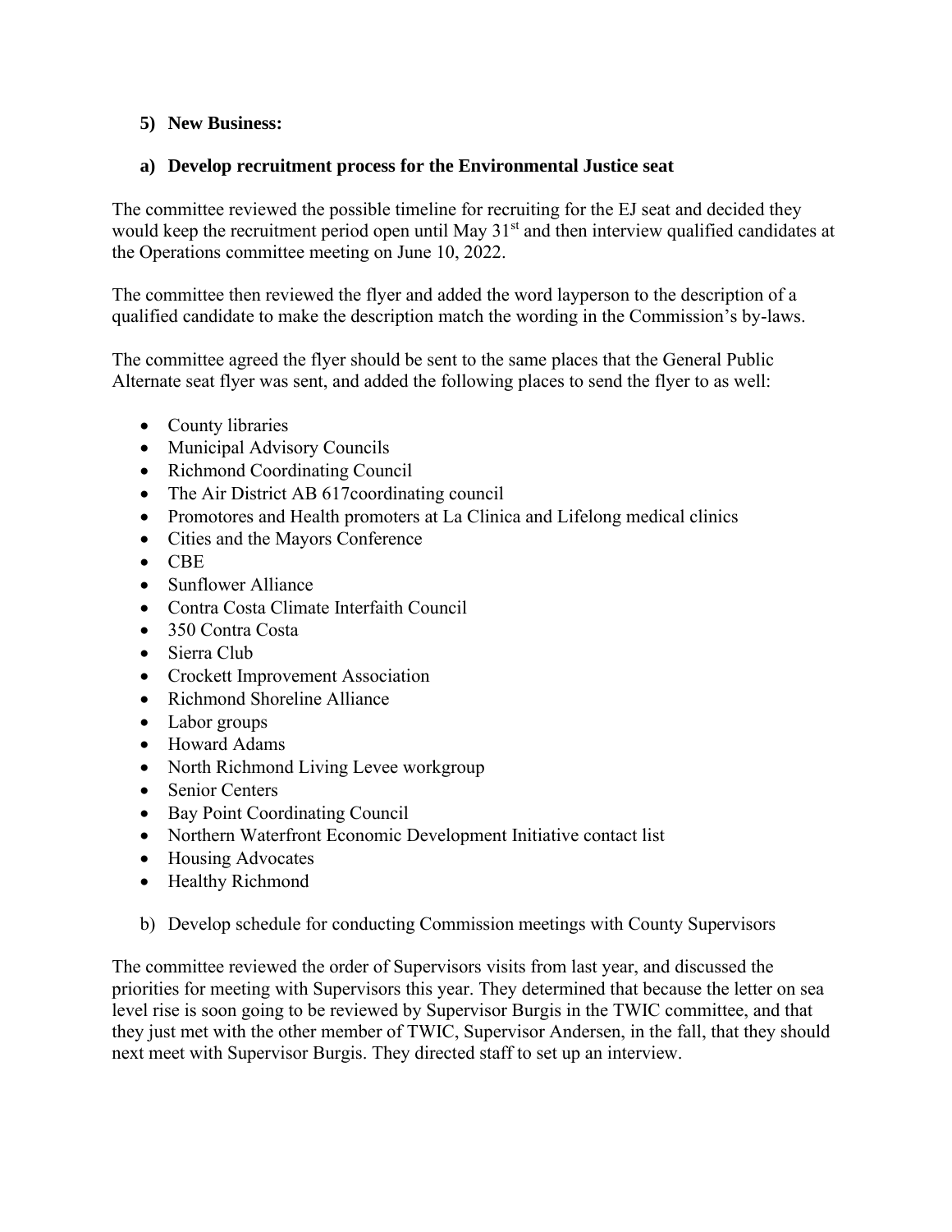**5) New Business:**

**a) Develop recruitment process for the Environmental Justice seat**

The committee reviewed the possible timeline for recruiting for the EJ seat and decided they would keep the recruitment period open until May 31st and then interview qualified candidates at the Operations committee meeting on June 10, 2022.

The committee then reviewed the flyer and added the word layperson to the description of a qualified candidate to make the description match the wording in the Commission's by-laws.

The committee agreed the flyer should be sent to the same places that the General Public Alternate seat flyer was sent, and added the following places to send the flyer to as well:

- County libraries
- Municipal Advisory Councils
- Richmond Coordinating Council
- The Air District AB 617coordinating council
- Promotores and Health promoters at La Clinica and Lifelong medical clinics
- Cities and the Mayors Conference
- CBE
- Sunflower Alliance
- Contra Costa Climate Interfaith Council
- 350 Contra Costa
- Sierra Club
- Crockett Improvement Association
- Richmond Shoreline Alliance
- Labor groups
- Howard Adams
- North Richmond Living Levee workgroup
- Senior Centers
- Bay Point Coordinating Council
- Northern Waterfront Economic Development Initiative contact list
- Housing Advocates
- Healthy Richmond

b) Develop schedule for conducting Commission meetings with County Supervisors

The committee reviewed the order of Supervisors visits from last year, and discussed the priorities for meeting with Supervisors this year. They determined that because the letter on sea level rise is soon going to be reviewed by Supervisor Burgis in the TWIC committee, and that they just met with the other member of TWIC, Supervisor Andersen, in the fall, that they should next meet with Supervisor Burgis. They directed staff to set up an interview.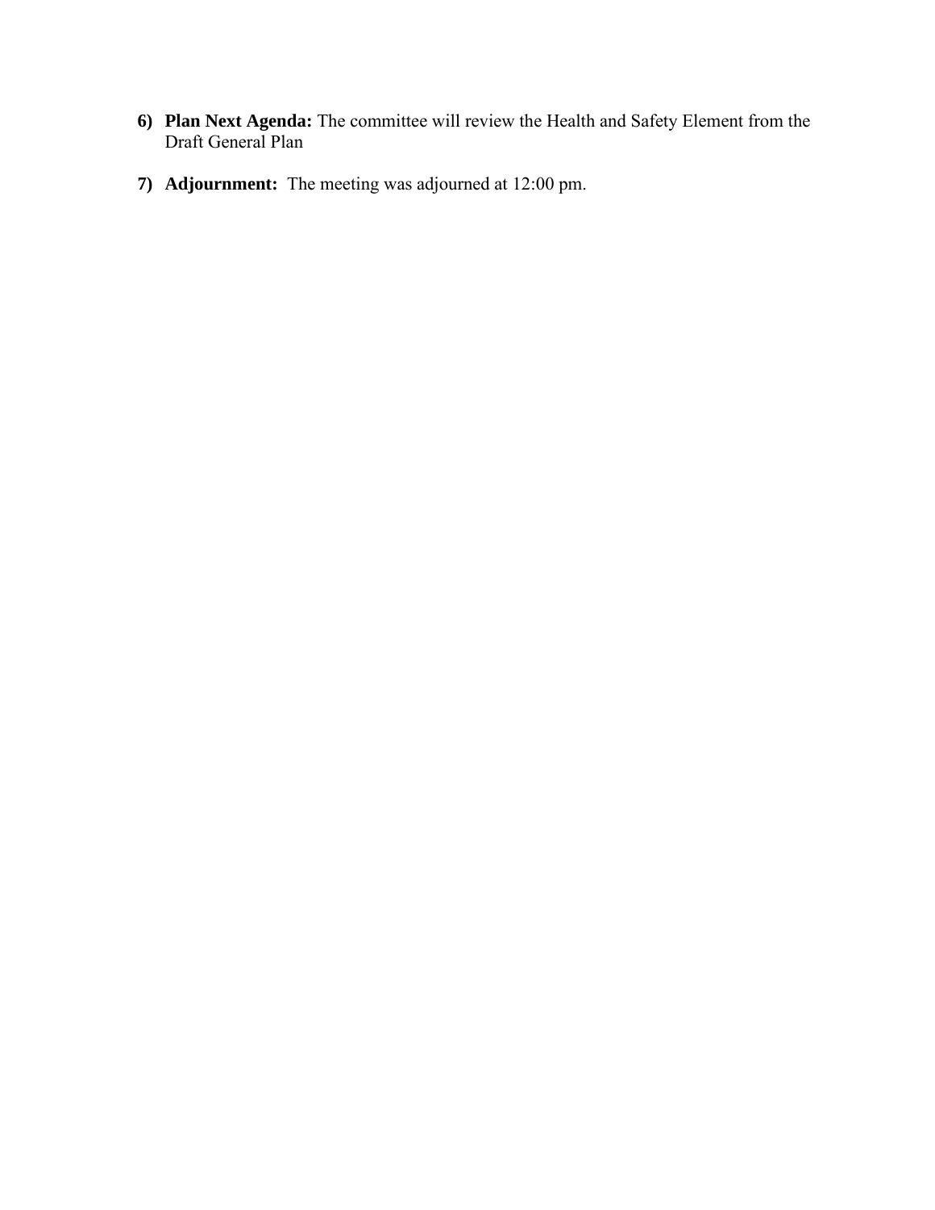6) **Plan Next Agenda:** The committee will review the Health and Safety Element from the Draft General Plan

7) **Adjournment:** The meeting was adjourned at 12:00 pm.